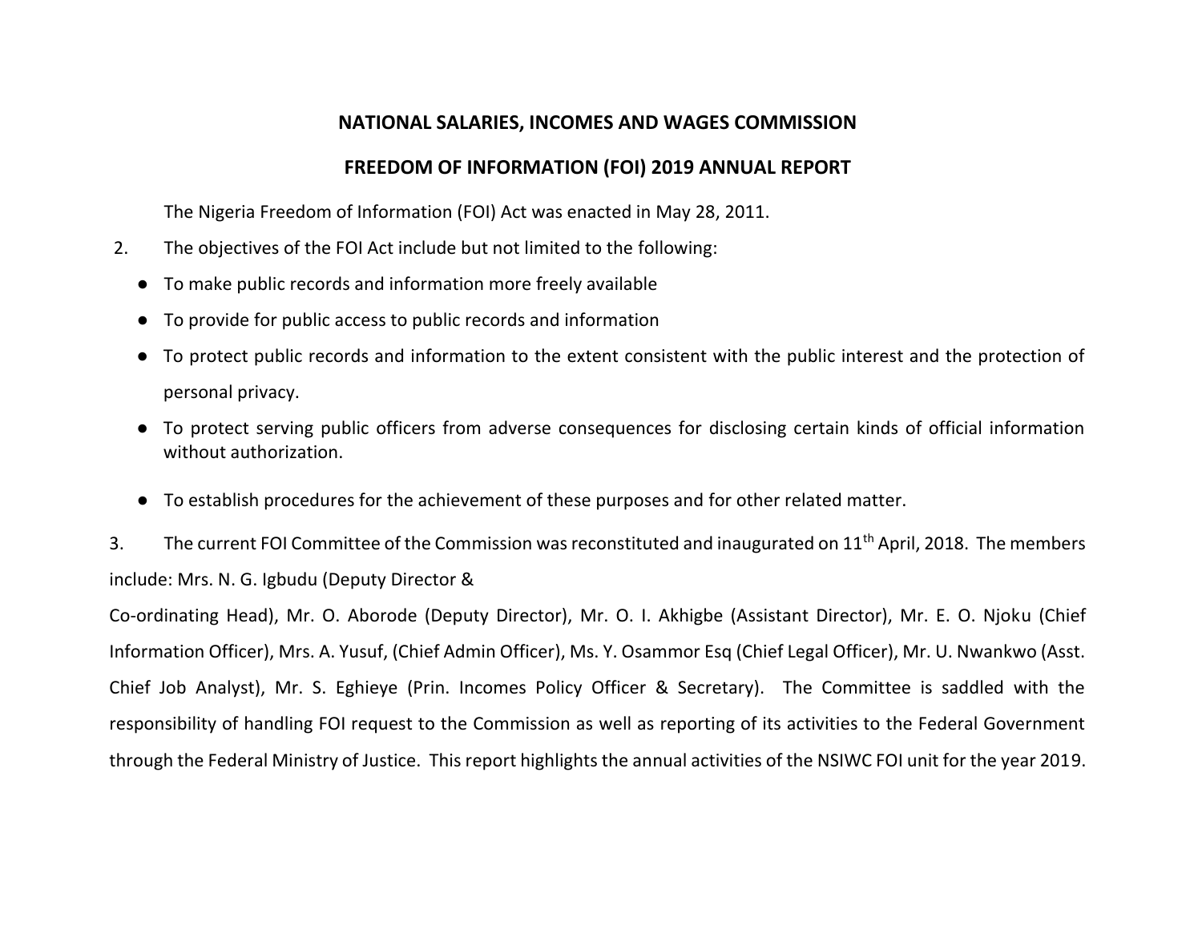# NATIONAL SALARIES, INCOMES AND WAGES COMMISSION

## FREEDOM OF INFORMATION (FOI) 2019 ANNUAL REPORT

The Nigeria Freedom of Information (FOI) Act was enacted in May 28, 2011.

2. The objectives of the FOI Act include but not limited to the following:

- To make public records and information more freely available
- To provide for public access to public records and information
- To protect public records and information to the extent consistent with the public interest and the protection of personal privacy.
- To protect serving public officers from adverse consequences for disclosing certain kinds of official information without authorization.
- To establish procedures for the achievement of these purposes and for other related matter.

3. The current FOI Committee of the Commission was reconstituted and inaugurated on 11th April, 2018. The members include: Mrs. N. G. Igbudu (Deputy Director & Co-ordinating Head), Mr. O. Aborode (Deputy Director), Mr. O. I. Akhigbe (Assistant Director), Mr. E. O. Njoku (Chief Information Officer), Mrs. A. Yusuf, (Chief Admin Officer), Ms. Y. Osammor Esq (Chief Legal Officer), Mr. U. Nwankwo (Asst. Chief Job Analyst), Mr. S. Eghieye (Prin. Incomes Policy Officer & Secretary). The Committee is saddled with the responsibility of handling FOI request to the Commission as well as reporting of its activities to the Federal Government through the Federal Ministry of Justice. This report highlights the annual activities of the NSIWC FOI unit for the year 2019.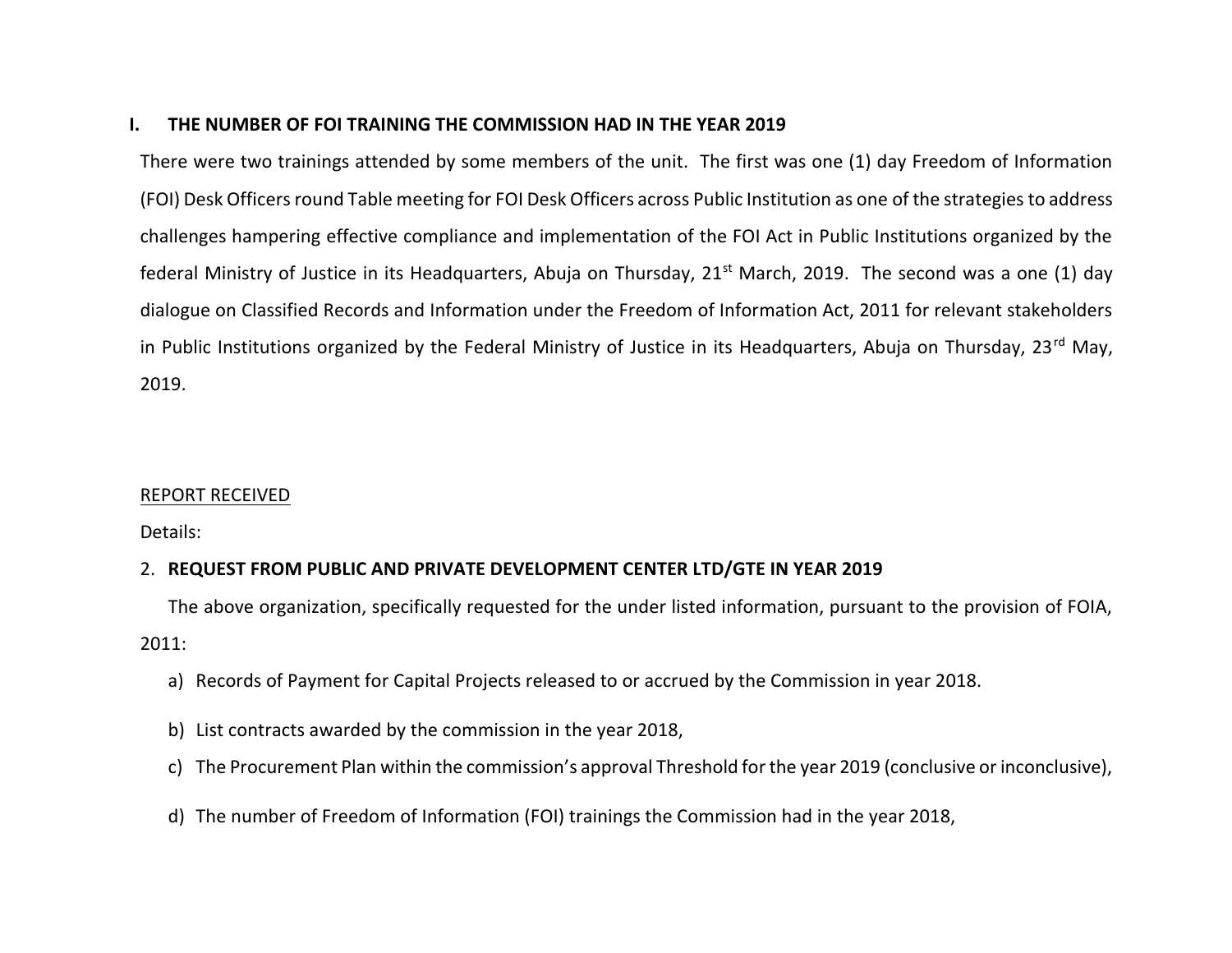**I. THE NUMBER OF FOI TRAINING THE COMMISSION HAD IN THE YEAR 2019**

There were two trainings attended by some members of the unit. The first was one (1) day Freedom of Information (FOI) Desk Officers round Table meeting for FOI Desk Officers across Public Institution as one of the strategies to address challenges hampering effective compliance and implementation of the FOI Act in Public Institutions organized by the federal Ministry of Justice in its Headquarters, Abuja on Thursday, 21st March, 2019. The second was a one (1) day dialogue on Classified Records and Information under the Freedom of Information Act, 2011 for relevant stakeholders in Public Institutions organized by the Federal Ministry of Justice in its Headquarters, Abuja on Thursday, 23rd May, 2019.

<u>REPORT RECEIVED</u>

Details:

2. **REQUEST FROM PUBLIC AND PRIVATE DEVELOPMENT CENTER LTD/GTE IN YEAR 2019**

The above organization, specifically requested for the under listed information, pursuant to the provision of FOIA, 2011:

a) Records of Payment for Capital Projects released to or accrued by the Commission in year 2018.

b) List contracts awarded by the commission in the year 2018,

c) The Procurement Plan within the commission's approval Threshold for the year 2019 (conclusive or inconclusive),

d) The number of Freedom of Information (FOI) trainings the Commission had in the year 2018,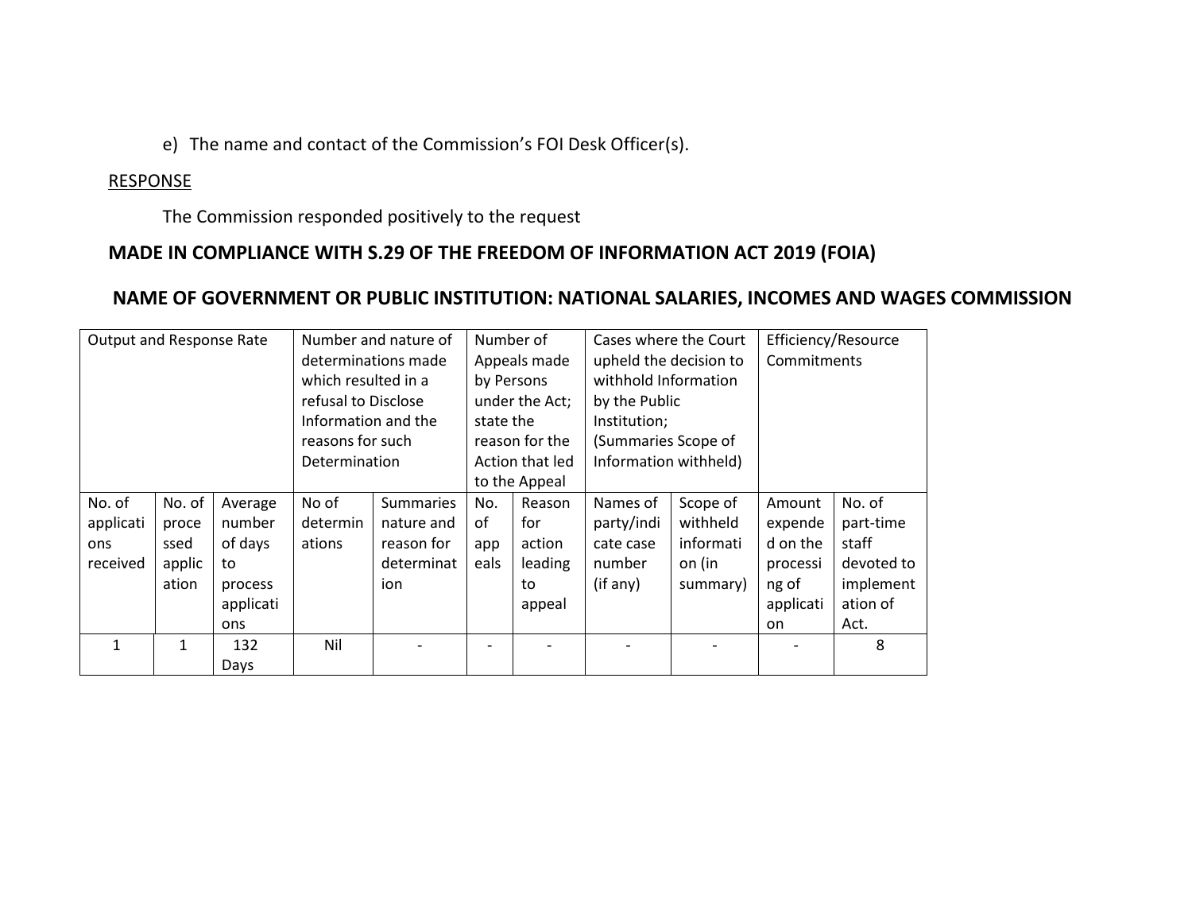e) The name and contact of the Commission's FOI Desk Officer(s).

<u>RESPONSE</u>

The Commission responded positively to the request

**MADE IN COMPLIANCE WITH S.29 OF THE FREEDOM OF INFORMATION ACT 2019 (FOIA)**

**NAME OF GOVERNMENT OR PUBLIC INSTITUTION: NATIONAL SALARIES, INCOMES AND WAGES COMMISSION**

| Output and Response Rate | | | Number and nature of determinations made which resulted in a refusal to Disclose Information and the reasons for such Determination | | Number of Appeals made by Persons under the Act; state the reason for the Action that led to the Appeal | | Cases where the Court upheld the decision to withhold Information by the Public Institution; (Summaries Scope of Information withheld) | | Efficiency/Resource Commitments | |
|---|---|---|---|---|---|---|---|---|---|---|
| No. of applications received | No. of processed application | Average number of days to process applications | No of determinations | Summaries nature and reason for determination | No. of appeals | Reason for action leading to appeal | Names of party/indicate case number (if any) | Scope of withheld information (in summary) | Amount expended on the processing of application | No. of part-time staff devoted to implementation of Act. |
| 1 | 1 | 132 Days | Nil | - | - | - | - | - | - | 8 |